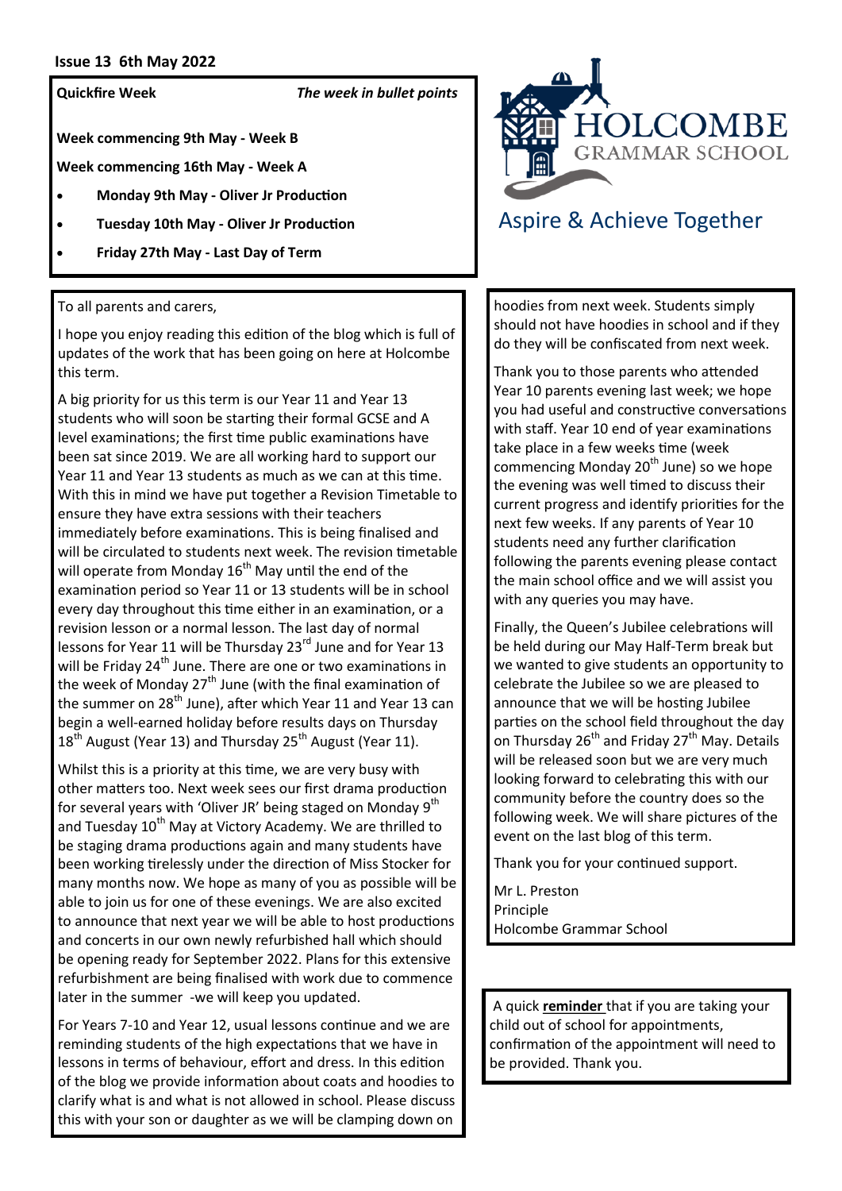**Issue 13 6th May 2022**

**Quickfire Week** *The week in bullet points*

**Week commencing 9th May - Week B**

**Week commencing 16th May - Week A**

- **Monday 9th May - Oliver Jr Production**
- **Tuesday 10th May - Oliver Jr Production**
- **Friday 27th May - Last Day of Term**

HOLCOMBE GRAMMAR SCHOOL

Aspire & Achieve Together

To all parents and carers,

I hope you enjoy reading this edition of the blog which is full of updates of the work that has been going on here at Holcombe this term.

A big priority for us this term is our Year 11 and Year 13 students who will soon be starting their formal GCSE and A level examinations; the first time public examinations have been sat since 2019. We are all working hard to support our Year 11 and Year 13 students as much as we can at this time. With this in mind we have put together a Revision Timetable to ensure they have extra sessions with their teachers immediately before examinations. This is being finalised and will be circulated to students next week. The revision timetable will operate from Monday 16th May until the end of the examination period so Year 11 or 13 students will be in school every day throughout this time either in an examination, or a revision lesson or a normal lesson. The last day of normal lessons for Year 11 will be Thursday 23rd June and for Year 13 will be Friday 24th June. There are one or two examinations in the week of Monday 27th June (with the final examination of the summer on 28th June), after which Year 11 and Year 13 can begin a well-earned holiday before results days on Thursday 18th August (Year 13) and Thursday 25th August (Year 11).

Whilst this is a priority at this time, we are very busy with other matters too. Next week sees our first drama production for several years with 'Oliver JR' being staged on Monday 9th and Tuesday 10th May at Victory Academy. We are thrilled to be staging drama productions again and many students have been working tirelessly under the direction of Miss Stocker for many months now. We hope as many of you as possible will be able to join us for one of these evenings. We are also excited to announce that next year we will be able to host productions and concerts in our own newly refurbished hall which should be opening ready for September 2022. Plans for this extensive refurbishment are being finalised with work due to commence later in the summer -we will keep you updated.

For Years 7-10 and Year 12, usual lessons continue and we are reminding students of the high expectations that we have in lessons in terms of behaviour, effort and dress. In this edition of the blog we provide information about coats and hoodies to clarify what is and what is not allowed in school. Please discuss this with your son or daughter as we will be clamping down on hoodies from next week. Students simply should not have hoodies in school and if they do they will be confiscated from next week.

Thank you to those parents who attended Year 10 parents evening last week; we hope you had useful and constructive conversations with staff. Year 10 end of year examinations take place in a few weeks time (week commencing Monday 20th June) so we hope the evening was well timed to discuss their current progress and identify priorities for the next few weeks. If any parents of Year 10 students need any further clarification following the parents evening please contact the main school office and we will assist you with any queries you may have.

Finally, the Queen's Jubilee celebrations will be held during our May Half-Term break but we wanted to give students an opportunity to celebrate the Jubilee so we are pleased to announce that we will be hosting Jubilee parties on the school field throughout the day on Thursday 26th and Friday 27th May. Details will be released soon but we are very much looking forward to celebrating this with our community before the country does so the following week. We will share pictures of the event on the last blog of this term.

Thank you for your continued support.

Mr L. Preston
Principle
Holcombe Grammar School

A quick **reminder** that if you are taking your child out of school for appointments, confirmation of the appointment will need to be provided. Thank you.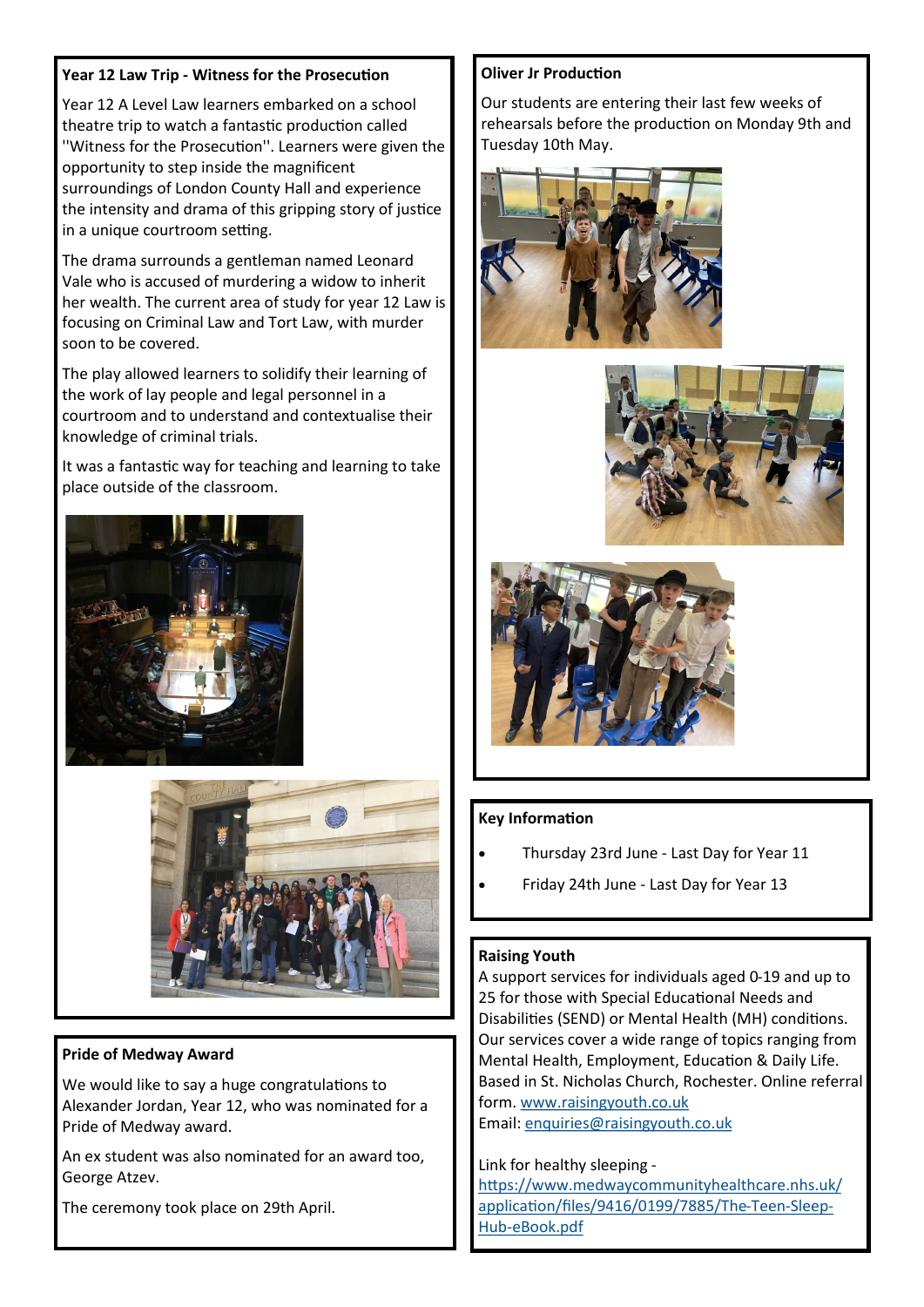## Year 12 Law Trip - Witness for the Prosecution

Year 12 A Level Law learners embarked on a school theatre trip to watch a fantastic production called ''Witness for the Prosecution''. Learners were given the opportunity to step inside the magnificent surroundings of London County Hall and experience the intensity and drama of this gripping story of justice in a unique courtroom setting.

The drama surrounds a gentleman named Leonard Vale who is accused of murdering a widow to inherit her wealth. The current area of study for year 12 Law is focusing on Criminal Law and Tort Law, with murder soon to be covered.

The play allowed learners to solidify their learning of the work of lay people and legal personnel in a courtroom and to understand and contextualise their knowledge of criminal trials.

It was a fantastic way for teaching and learning to take place outside of the classroom.

## Pride of Medway Award

We would like to say a huge congratulations to Alexander Jordan, Year 12, who was nominated for a Pride of Medway award.

An ex student was also nominated for an award too, George Atzev.

The ceremony took place on 29th April.

## Oliver Jr Production

Our students are entering their last few weeks of rehearsals before the production on Monday 9th and Tuesday 10th May.

## Key Information

- Thursday 23rd June - Last Day for Year 11
- Friday 24th June - Last Day for Year 13

## Raising Youth

A support services for individuals aged 0-19 and up to 25 for those with Special Educational Needs and Disabilities (SEND) or Mental Health (MH) conditions. Our services cover a wide range of topics ranging from Mental Health, Employment, Education & Daily Life. Based in St. Nicholas Church, Rochester. Online referral form. www.raisingyouth.co.uk
Email: enquiries@raisingyouth.co.uk

Link for healthy sleeping -
https://www.medwaycommunityhealthcare.nhs.uk/application/files/9416/0199/7885/The-Teen-Sleep-Hub-eBook.pdf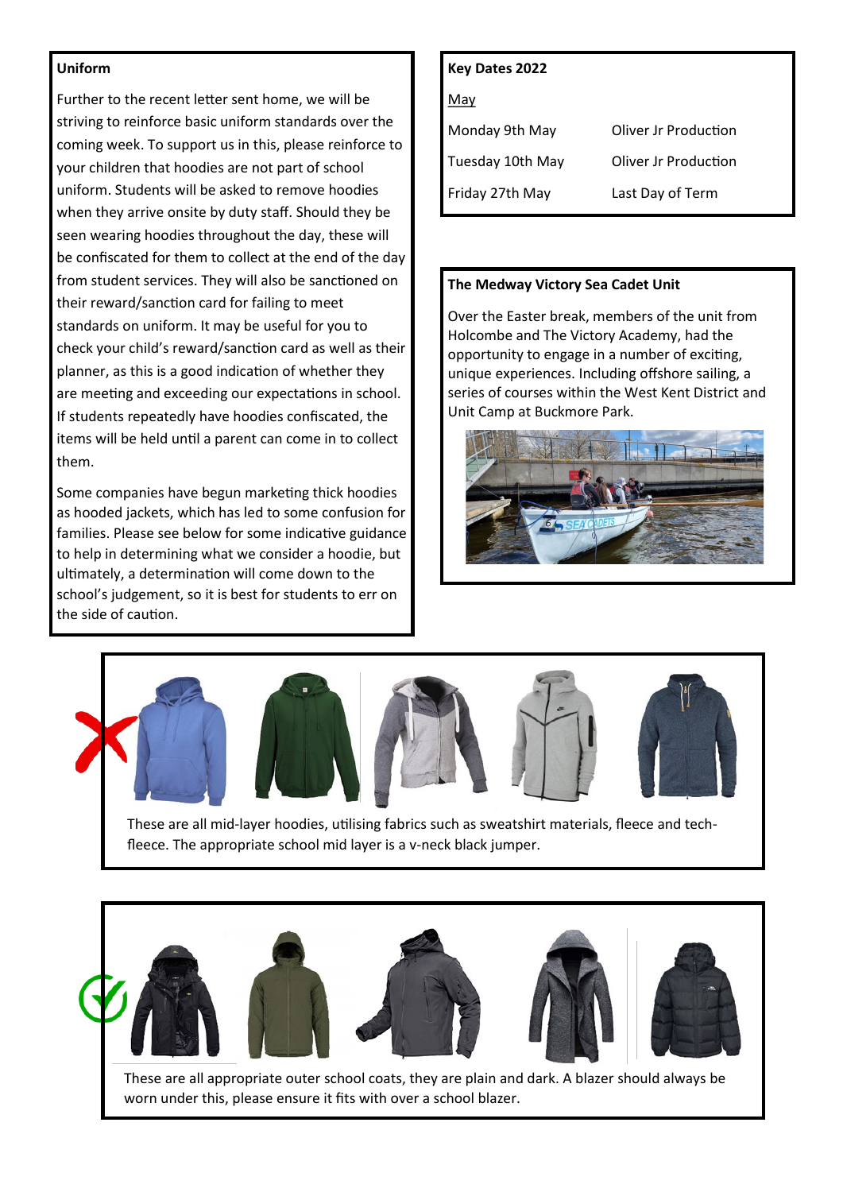## Uniform

Further to the recent letter sent home, we will be striving to reinforce basic uniform standards over the coming week. To support us in this, please reinforce to your children that hoodies are not part of school uniform. Students will be asked to remove hoodies when they arrive onsite by duty staff. Should they be seen wearing hoodies throughout the day, these will be confiscated for them to collect at the end of the day from student services. They will also be sanctioned on their reward/sanction card for failing to meet standards on uniform. It may be useful for you to check your child's reward/sanction card as well as their planner, as this is a good indication of whether they are meeting and exceeding our expectations in school. If students repeatedly have hoodies confiscated, the items will be held until a parent can come in to collect them.

Some companies have begun marketing thick hoodies as hooded jackets, which has led to some confusion for families. Please see below for some indicative guidance to help in determining what we consider a hoodie, but ultimately, a determination will come down to the school's judgement, so it is best for students to err on the side of caution.

## Key Dates 2022

May

| | |
|---|---|
| Monday 9th May | Oliver Jr Production |
| Tuesday 10th May | Oliver Jr Production |
| Friday 27th May | Last Day of Term |

## The Medway Victory Sea Cadet Unit

Over the Easter break, members of the unit from Holcombe and The Victory Academy, had the opportunity to engage in a number of exciting, unique experiences. Including offshore sailing, a series of courses within the West Kent District and Unit Camp at Buckmore Park.

These are all mid-layer hoodies, utilising fabrics such as sweatshirt materials, fleece and tech-fleece. The appropriate school mid layer is a v-neck black jumper.

These are all appropriate outer school coats, they are plain and dark. A blazer should always be worn under this, please ensure it fits with over a school blazer.